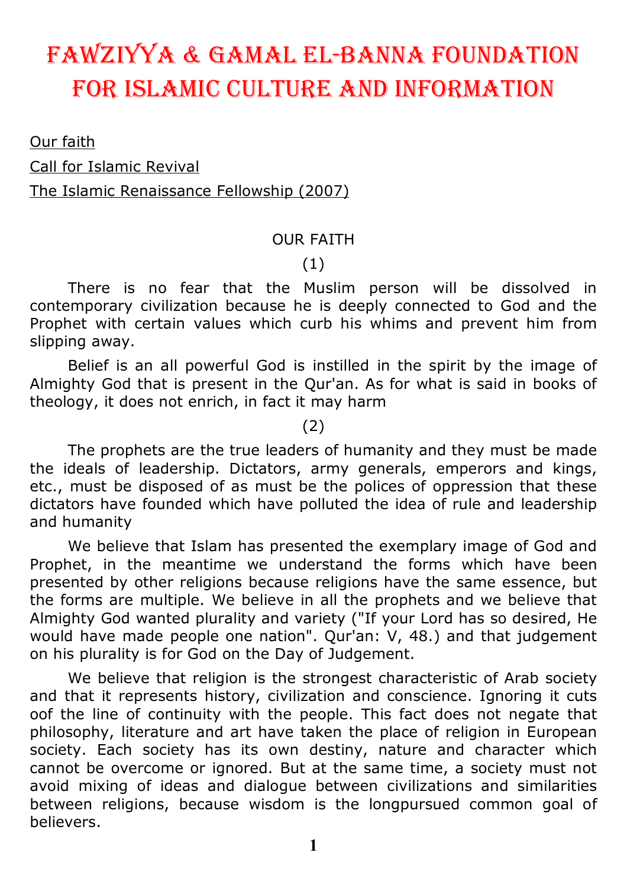# Fawziyya & Gamal El-Banna Foundation for Islamic Culture and Information

Our faith

Call for Islamic Revival

The Islamic Renaissance Fellowship (2007)

## OUR FAITH

(1)

There is no fear that the Muslim person will be dissolved in contemporary civilization because he is deeply connected to God and the Prophet with certain values which curb his whims and prevent him from slipping away.

Belief is an all powerful God is instilled in the spirit by the image of Almighty God that is present in the Qur'an. As for what is said in books of theology, it does not enrich, in fact it may harm

(2)

The prophets are the true leaders of humanity and they must be made the ideals of leadership. Dictators, army generals, emperors and kings, etc., must be disposed of as must be the polices of oppression that these dictators have founded which have polluted the idea of rule and leadership and humanity

We believe that Islam has presented the exemplary image of God and Prophet, in the meantime we understand the forms which have been presented by other religions because religions have the same essence, but the forms are multiple. We believe in all the prophets and we believe that Almighty God wanted plurality and variety ("If your Lord has so desired, He would have made people one nation". Qur'an: V, 48.) and that judgement on his plurality is for God on the Day of Judgement.

We believe that religion is the strongest characteristic of Arab society and that it represents history, civilization and conscience. Ignoring it cuts oof the line of continuity with the people. This fact does not negate that philosophy, literature and art have taken the place of religion in European society. Each society has its own destiny, nature and character which cannot be overcome or ignored. But at the same time, a society must not avoid mixing of ideas and dialogue between civilizations and similarities between religions, because wisdom is the longpursued common goal of believers.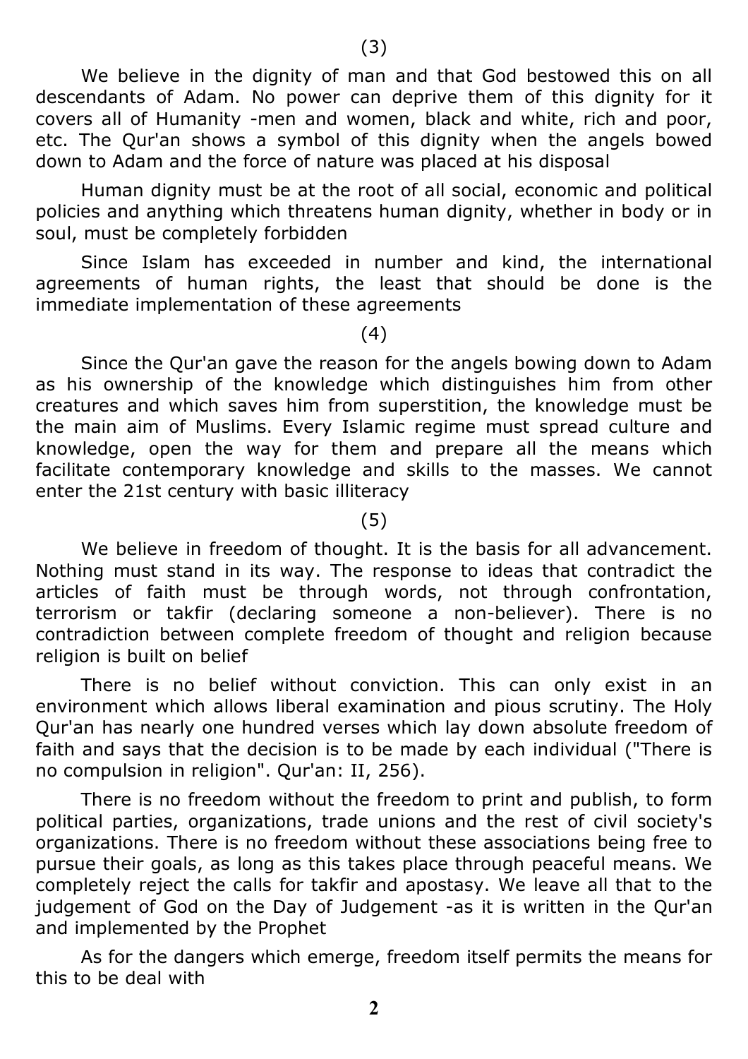(3)

We believe in the dignity of man and that God bestowed this on all descendants of Adam. No power can deprive them of this dignity for it covers all of Humanity -men and women, black and white, rich and poor, etc. The Qur'an shows a symbol of this dignity when the angels bowed down to Adam and the force of nature was placed at his disposal

Human dignity must be at the root of all social, economic and political policies and anything which threatens human dignity, whether in body or in soul, must be completely forbidden

Since Islam has exceeded in number and kind, the international agreements of human rights, the least that should be done is the immediate implementation of these agreements

(4)

Since the Qur'an gave the reason for the angels bowing down to Adam as his ownership of the knowledge which distinguishes him from other creatures and which saves him from superstition, the knowledge must be the main aim of Muslims. Every Islamic regime must spread culture and knowledge, open the way for them and prepare all the means which facilitate contemporary knowledge and skills to the masses. We cannot enter the 21st century with basic illiteracy

(5)

We believe in freedom of thought. It is the basis for all advancement. Nothing must stand in its way. The response to ideas that contradict the articles of faith must be through words, not through confrontation, terrorism or takfir (declaring someone a non-believer). There is no contradiction between complete freedom of thought and religion because religion is built on belief

There is no belief without conviction. This can only exist in an environment which allows liberal examination and pious scrutiny. The Holy Qur'an has nearly one hundred verses which lay down absolute freedom of faith and says that the decision is to be made by each individual ("There is no compulsion in religion". Qur'an: II, 256).

There is no freedom without the freedom to print and publish, to form political parties, organizations, trade unions and the rest of civil society's organizations. There is no freedom without these associations being free to pursue their goals, as long as this takes place through peaceful means. We completely reject the calls for takfir and apostasy. We leave all that to the judgement of God on the Day of Judgement -as it is written in the Qur'an and implemented by the Prophet

As for the dangers which emerge, freedom itself permits the means for this to be deal with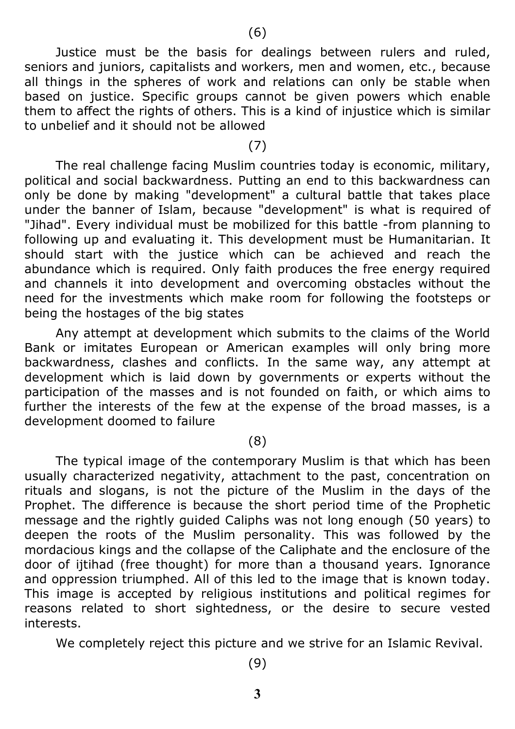(6)

Justice must be the basis for dealings between rulers and ruled, seniors and juniors, capitalists and workers, men and women, etc., because all things in the spheres of work and relations can only be stable when based on justice. Specific groups cannot be given powers which enable them to affect the rights of others. This is a kind of injustice which is similar to unbelief and it should not be allowed

(7)

The real challenge facing Muslim countries today is economic, military, political and social backwardness. Putting an end to this backwardness can only be done by making "development" a cultural battle that takes place under the banner of Islam, because "development" is what is required of "Jihad". Every individual must be mobilized for this battle -from planning to following up and evaluating it. This development must be Humanitarian. It should start with the justice which can be achieved and reach the abundance which is required. Only faith produces the free energy required and channels it into development and overcoming obstacles without the need for the investments which make room for following the footsteps or being the hostages of the big states

Any attempt at development which submits to the claims of the World Bank or imitates European or American examples will only bring more backwardness, clashes and conflicts. In the same way, any attempt at development which is laid down by governments or experts without the participation of the masses and is not founded on faith, or which aims to further the interests of the few at the expense of the broad masses, is a development doomed to failure

(8)

The typical image of the contemporary Muslim is that which has been usually characterized negativity, attachment to the past, concentration on rituals and slogans, is not the picture of the Muslim in the days of the Prophet. The difference is because the short period time of the Prophetic message and the rightly guided Caliphs was not long enough (50 years) to deepen the roots of the Muslim personality. This was followed by the mordacious kings and the collapse of the Caliphate and the enclosure of the door of ijtihad (free thought) for more than a thousand years. Ignorance and oppression triumphed. All of this led to the image that is known today. This image is accepted by religious institutions and political regimes for reasons related to short sightedness, or the desire to secure vested interests.

We completely reject this picture and we strive for an Islamic Revival.

(9)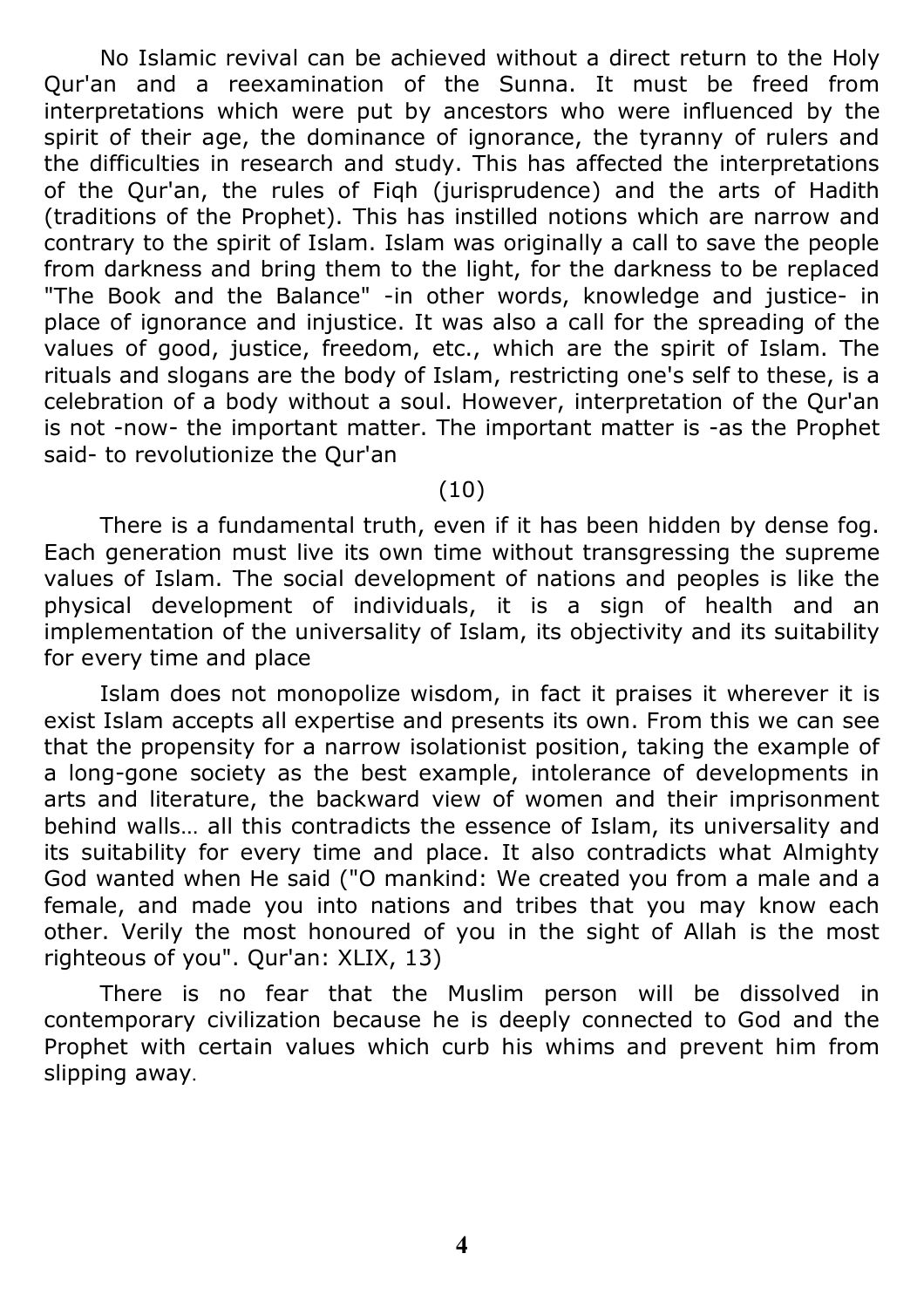No Islamic revival can be achieved without a direct return to the Holy Qur'an and a reexamination of the Sunna. It must be freed from interpretations which were put by ancestors who were influenced by the spirit of their age, the dominance of ignorance, the tyranny of rulers and the difficulties in research and study. This has affected the interpretations of the Qur'an, the rules of Fiqh (jurisprudence) and the arts of Hadith (traditions of the Prophet). This has instilled notions which are narrow and contrary to the spirit of Islam. Islam was originally a call to save the people from darkness and bring them to the light, for the darkness to be replaced "The Book and the Balance" -in other words, knowledge and justice- in place of ignorance and injustice. It was also a call for the spreading of the values of good, justice, freedom, etc., which are the spirit of Islam. The rituals and slogans are the body of Islam, restricting one's self to these, is a celebration of a body without a soul. However, interpretation of the Qur'an is not -now- the important matter. The important matter is -as the Prophet said- to revolutionize the Qur'an

(10)

There is a fundamental truth, even if it has been hidden by dense fog. Each generation must live its own time without transgressing the supreme values of Islam. The social development of nations and peoples is like the physical development of individuals, it is a sign of health and an implementation of the universality of Islam, its objectivity and its suitability for every time and place

Islam does not monopolize wisdom, in fact it praises it wherever it is exist Islam accepts all expertise and presents its own. From this we can see that the propensity for a narrow isolationist position, taking the example of a long-gone society as the best example, intolerance of developments in arts and literature, the backward view of women and their imprisonment behind walls… all this contradicts the essence of Islam, its universality and its suitability for every time and place. It also contradicts what Almighty God wanted when He said ("O mankind: We created you from a male and a female, and made you into nations and tribes that you may know each other. Verily the most honoured of you in the sight of Allah is the most righteous of you". Qur'an: XLIX, 13)

There is no fear that the Muslim person will be dissolved in contemporary civilization because he is deeply connected to God and the Prophet with certain values which curb his whims and prevent him from slipping away.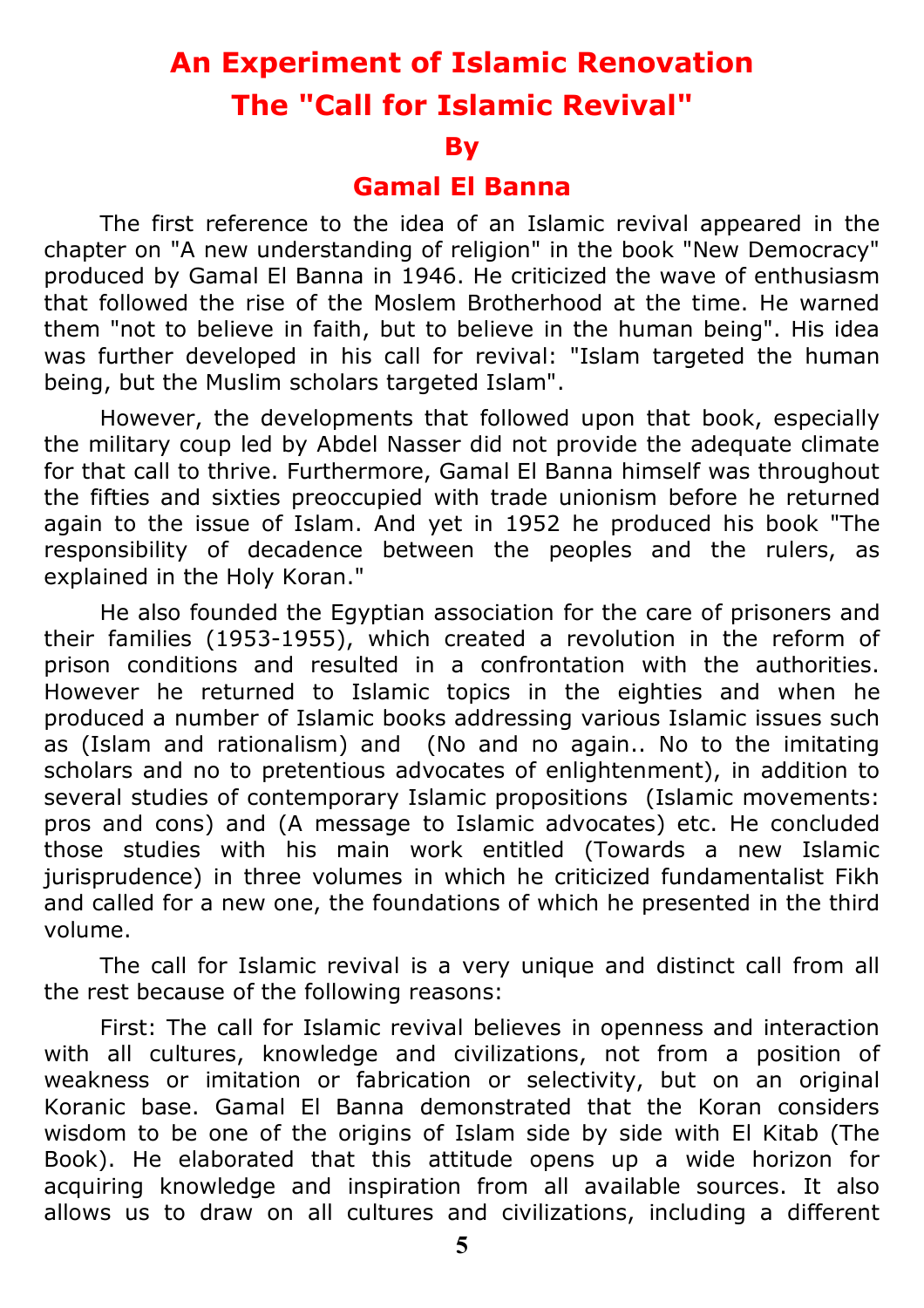# An Experiment of Islamic Renovation

# The "Call for Islamic Revival"

## By

## Gamal El Banna

The first reference to the idea of an Islamic revival appeared in the chapter on "A new understanding of religion" in the book "New Democracy" produced by Gamal El Banna in 1946. He criticized the wave of enthusiasm that followed the rise of the Moslem Brotherhood at the time. He warned them "not to believe in faith, but to believe in the human being". His idea was further developed in his call for revival: "Islam targeted the human being, but the Muslim scholars targeted Islam".

However, the developments that followed upon that book, especially the military coup led by Abdel Nasser did not provide the adequate climate for that call to thrive. Furthermore, Gamal El Banna himself was throughout the fifties and sixties preoccupied with trade unionism before he returned again to the issue of Islam. And yet in 1952 he produced his book "The responsibility of decadence between the peoples and the rulers, as explained in the Holy Koran."

He also founded the Egyptian association for the care of prisoners and their families (1953-1955), which created a revolution in the reform of prison conditions and resulted in a confrontation with the authorities. However he returned to Islamic topics in the eighties and when he produced a number of Islamic books addressing various Islamic issues such as (Islam and rationalism) and (No and no again.. No to the imitating scholars and no to pretentious advocates of enlightenment), in addition to several studies of contemporary Islamic propositions (Islamic movements: pros and cons) and (A message to Islamic advocates) etc. He concluded those studies with his main work entitled (Towards a new Islamic jurisprudence) in three volumes in which he criticized fundamentalist Fikh and called for a new one, the foundations of which he presented in the third volume.

The call for Islamic revival is a very unique and distinct call from all the rest because of the following reasons:

First: The call for Islamic revival believes in openness and interaction with all cultures, knowledge and civilizations, not from a position of weakness or imitation or fabrication or selectivity, but on an original Koranic base. Gamal El Banna demonstrated that the Koran considers wisdom to be one of the origins of Islam side by side with El Kitab (The Book). He elaborated that this attitude opens up a wide horizon for acquiring knowledge and inspiration from all available sources. It also allows us to draw on all cultures and civilizations, including a different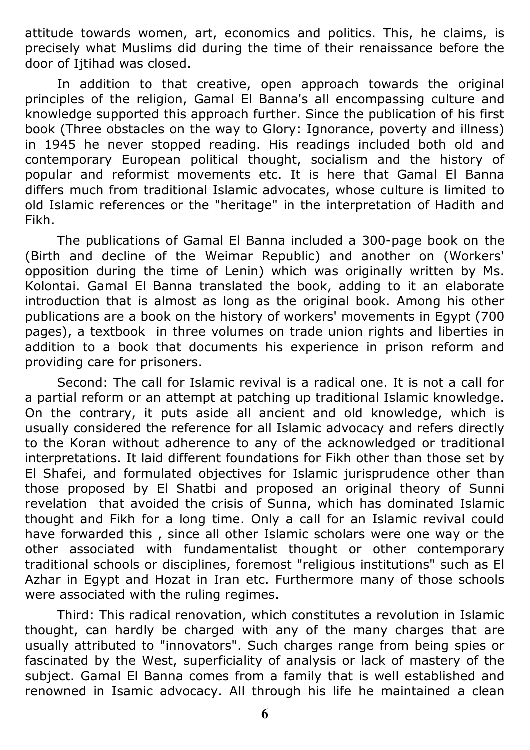attitude towards women, art, economics and politics. This, he claims, is precisely what Muslims did during the time of their renaissance before the door of Ijtihad was closed.

In addition to that creative, open approach towards the original principles of the religion, Gamal El Banna's all encompassing culture and knowledge supported this approach further. Since the publication of his first book (Three obstacles on the way to Glory: Ignorance, poverty and illness) in 1945 he never stopped reading. His readings included both old and contemporary European political thought, socialism and the history of popular and reformist movements etc. It is here that Gamal El Banna differs much from traditional Islamic advocates, whose culture is limited to old Islamic references or the "heritage" in the interpretation of Hadith and Fikh.

The publications of Gamal El Banna included a 300-page book on the (Birth and decline of the Weimar Republic) and another on (Workers' opposition during the time of Lenin) which was originally written by Ms. Kolontai. Gamal El Banna translated the book, adding to it an elaborate introduction that is almost as long as the original book. Among his other publications are a book on the history of workers' movements in Egypt (700 pages), a textbook in three volumes on trade union rights and liberties in addition to a book that documents his experience in prison reform and providing care for prisoners.

Second: The call for Islamic revival is a radical one. It is not a call for a partial reform or an attempt at patching up traditional Islamic knowledge. On the contrary, it puts aside all ancient and old knowledge, which is usually considered the reference for all Islamic advocacy and refers directly to the Koran without adherence to any of the acknowledged or traditional interpretations. It laid different foundations for Fikh other than those set by El Shafei, and formulated objectives for Islamic jurisprudence other than those proposed by El Shatbi and proposed an original theory of Sunni revelation that avoided the crisis of Sunna, which has dominated Islamic thought and Fikh for a long time. Only a call for an Islamic revival could have forwarded this , since all other Islamic scholars were one way or the other associated with fundamentalist thought or other contemporary traditional schools or disciplines, foremost "religious institutions" such as El Azhar in Egypt and Hozat in Iran etc. Furthermore many of those schools were associated with the ruling regimes.

Third: This radical renovation, which constitutes a revolution in Islamic thought, can hardly be charged with any of the many charges that are usually attributed to "innovators". Such charges range from being spies or fascinated by the West, superficiality of analysis or lack of mastery of the subject. Gamal El Banna comes from a family that is well established and renowned in Isamic advocacy. All through his life he maintained a clean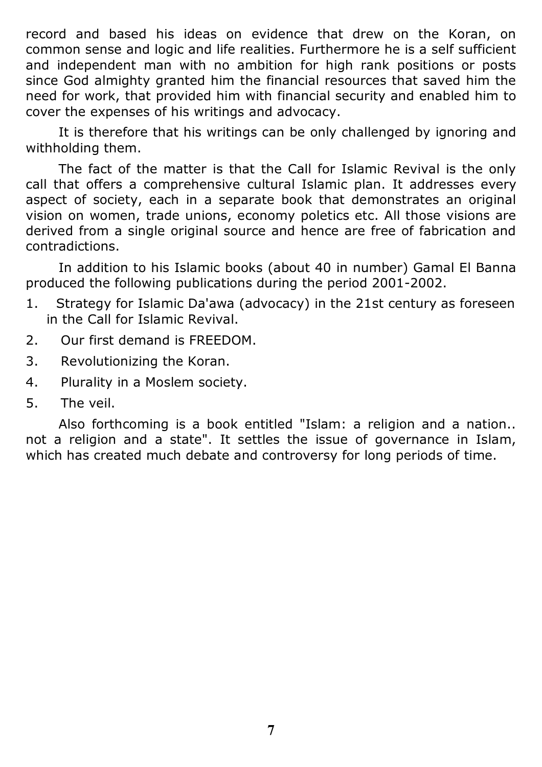record and based his ideas on evidence that drew on the Koran, on common sense and logic and life realities. Furthermore he is a self sufficient and independent man with no ambition for high rank positions or posts since God almighty granted him the financial resources that saved him the need for work, that provided him with financial security and enabled him to cover the expenses of his writings and advocacy.

It is therefore that his writings can be only challenged by ignoring and withholding them.

The fact of the matter is that the Call for Islamic Revival is the only call that offers a comprehensive cultural Islamic plan. It addresses every aspect of society, each in a separate book that demonstrates an original vision on women, trade unions, economy poletics etc. All those visions are derived from a single original source and hence are free of fabrication and contradictions.

In addition to his Islamic books (about 40 in number) Gamal El Banna produced the following publications during the period 2001-2002.

1. Strategy for Islamic Da'awa (advocacy) in the 21st century as foreseen in the Call for Islamic Revival.
2. Our first demand is FREEDOM.
3. Revolutionizing the Koran.
4. Plurality in a Moslem society.
5. The veil.

Also forthcoming is a book entitled "Islam: a religion and a nation.. not a religion and a state". It settles the issue of governance in Islam, which has created much debate and controversy for long periods of time.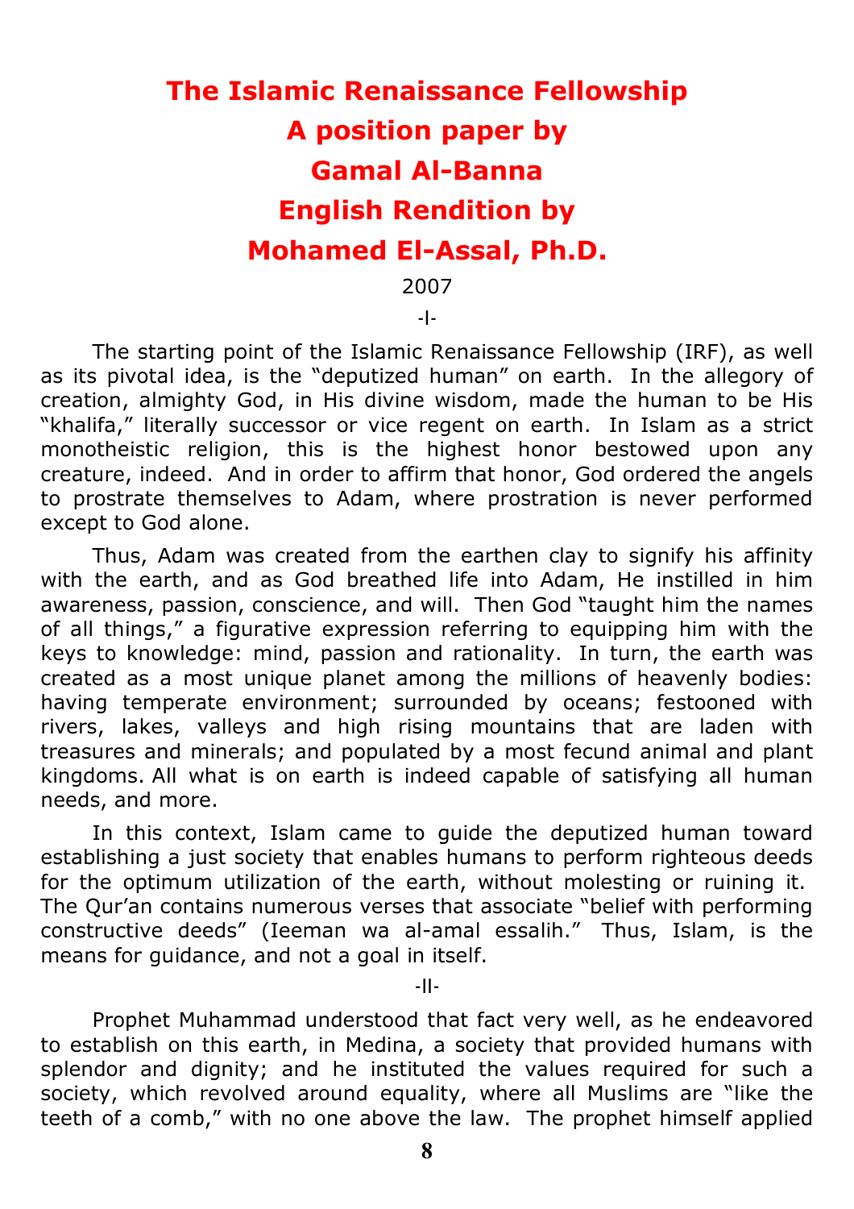# The Islamic Renaissance Fellowship
# A position paper by
# Gamal Al-Banna
# English Rendition by
# Mohamed El-Assal, Ph.D.

2007

-I-

The starting point of the Islamic Renaissance Fellowship (IRF), as well as its pivotal idea, is the "deputized human" on earth. In the allegory of creation, almighty God, in His divine wisdom, made the human to be His "khalifa," literally successor or vice regent on earth. In Islam as a strict monotheistic religion, this is the highest honor bestowed upon any creature, indeed. And in order to affirm that honor, God ordered the angels to prostrate themselves to Adam, where prostration is never performed except to God alone.

Thus, Adam was created from the earthen clay to signify his affinity with the earth, and as God breathed life into Adam, He instilled in him awareness, passion, conscience, and will. Then God "taught him the names of all things," a figurative expression referring to equipping him with the keys to knowledge: mind, passion and rationality. In turn, the earth was created as a most unique planet among the millions of heavenly bodies: having temperate environment; surrounded by oceans; festooned with rivers, lakes, valleys and high rising mountains that are laden with treasures and minerals; and populated by a most fecund animal and plant kingdoms. All what is on earth is indeed capable of satisfying all human needs, and more.

In this context, Islam came to guide the deputized human toward establishing a just society that enables humans to perform righteous deeds for the optimum utilization of the earth, without molesting or ruining it. The Qur'an contains numerous verses that associate "belief with performing constructive deeds" (Ieeman wa al-amal essalih." Thus, Islam, is the means for guidance, and not a goal in itself.

-II-

Prophet Muhammad understood that fact very well, as he endeavored to establish on this earth, in Medina, a society that provided humans with splendor and dignity; and he instituted the values required for such a society, which revolved around equality, where all Muslims are "like the teeth of a comb," with no one above the law. The prophet himself applied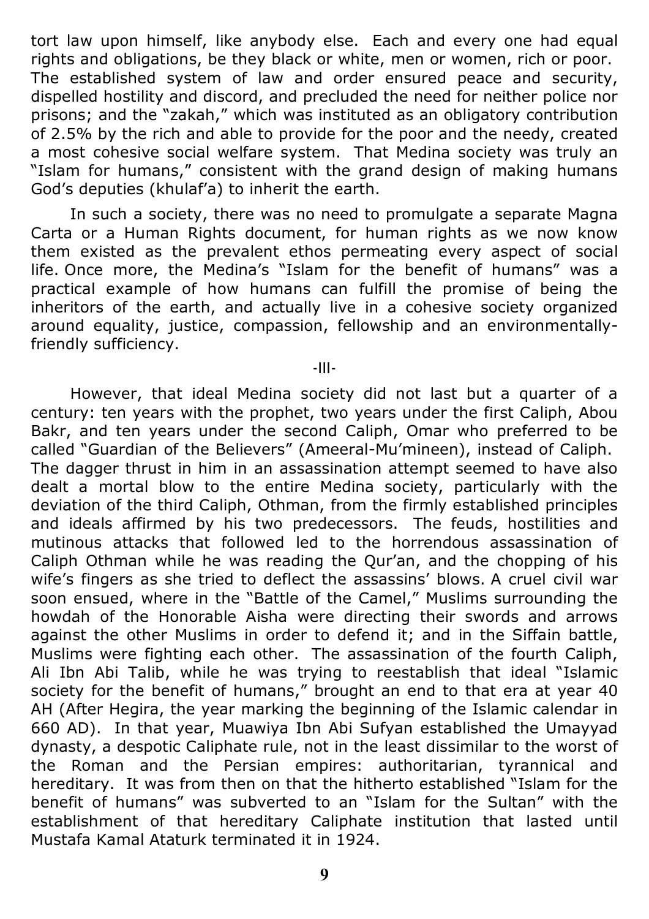tort law upon himself, like anybody else. Each and every one had equal rights and obligations, be they black or white, men or women, rich or poor. The established system of law and order ensured peace and security, dispelled hostility and discord, and precluded the need for neither police nor prisons; and the "zakah," which was instituted as an obligatory contribution of 2.5% by the rich and able to provide for the poor and the needy, created a most cohesive social welfare system. That Medina society was truly an "Islam for humans," consistent with the grand design of making humans God's deputies (khulaf'a) to inherit the earth.

In such a society, there was no need to promulgate a separate Magna Carta or a Human Rights document, for human rights as we now know them existed as the prevalent ethos permeating every aspect of social life. Once more, the Medina's "Islam for the benefit of humans" was a practical example of how humans can fulfill the promise of being the inheritors of the earth, and actually live in a cohesive society organized around equality, justice, compassion, fellowship and an environmentally-friendly sufficiency.

-III-

However, that ideal Medina society did not last but a quarter of a century: ten years with the prophet, two years under the first Caliph, Abou Bakr, and ten years under the second Caliph, Omar who preferred to be called "Guardian of the Believers" (Ameeral-Mu'mineen), instead of Caliph. The dagger thrust in him in an assassination attempt seemed to have also dealt a mortal blow to the entire Medina society, particularly with the deviation of the third Caliph, Othman, from the firmly established principles and ideals affirmed by his two predecessors. The feuds, hostilities and mutinous attacks that followed led to the horrendous assassination of Caliph Othman while he was reading the Qur'an, and the chopping of his wife's fingers as she tried to deflect the assassins' blows. A cruel civil war soon ensued, where in the "Battle of the Camel," Muslims surrounding the howdah of the Honorable Aisha were directing their swords and arrows against the other Muslims in order to defend it; and in the Siffain battle, Muslims were fighting each other. The assassination of the fourth Caliph, Ali Ibn Abi Talib, while he was trying to reestablish that ideal "Islamic society for the benefit of humans," brought an end to that era at year 40 AH (After Hegira, the year marking the beginning of the Islamic calendar in 660 AD). In that year, Muawiya Ibn Abi Sufyan established the Umayyad dynasty, a despotic Caliphate rule, not in the least dissimilar to the worst of the Roman and the Persian empires: authoritarian, tyrannical and hereditary. It was from then on that the hitherto established "Islam for the benefit of humans" was subverted to an "Islam for the Sultan" with the establishment of that hereditary Caliphate institution that lasted until Mustafa Kamal Ataturk terminated it in 1924.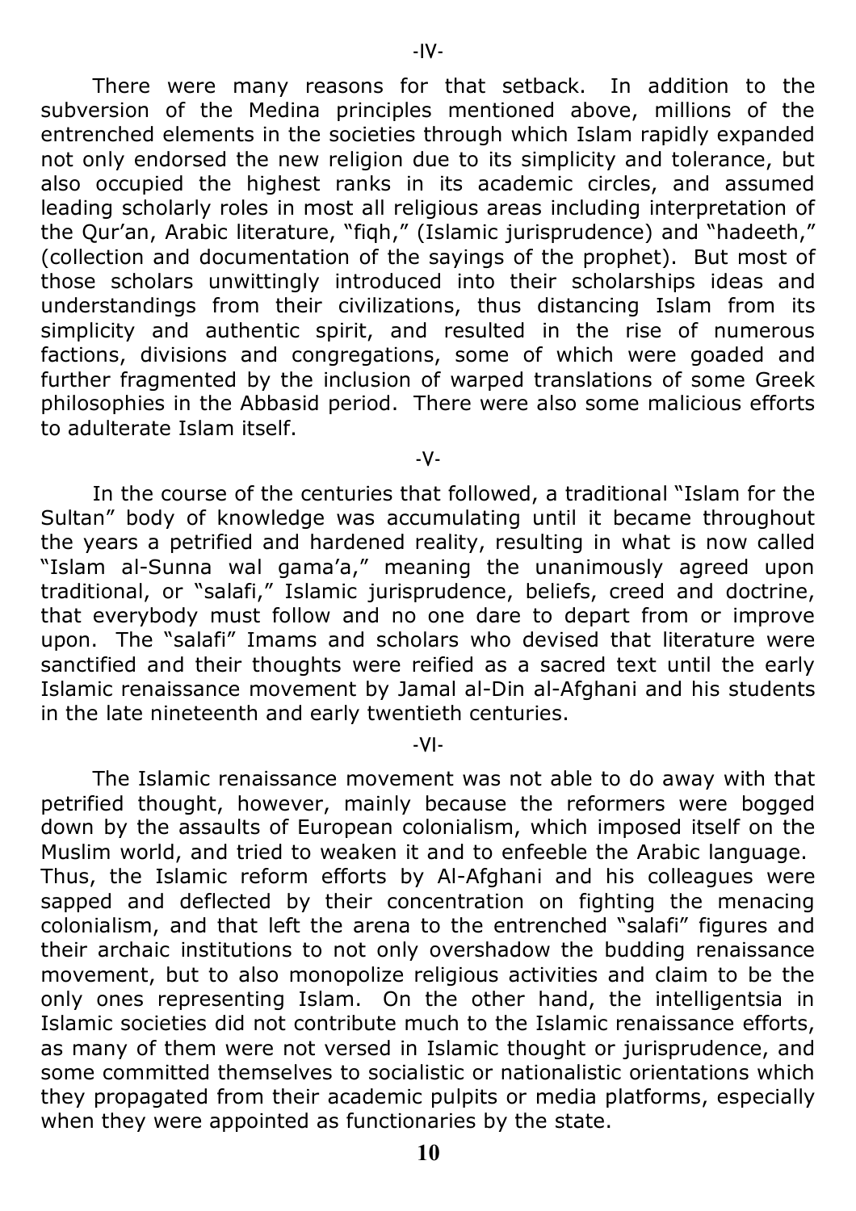-IV-

There were many reasons for that setback. In addition to the subversion of the Medina principles mentioned above, millions of the entrenched elements in the societies through which Islam rapidly expanded not only endorsed the new religion due to its simplicity and tolerance, but also occupied the highest ranks in its academic circles, and assumed leading scholarly roles in most all religious areas including interpretation of the Qur'an, Arabic literature, "fiqh," (Islamic jurisprudence) and "hadeeth," (collection and documentation of the sayings of the prophet). But most of those scholars unwittingly introduced into their scholarships ideas and understandings from their civilizations, thus distancing Islam from its simplicity and authentic spirit, and resulted in the rise of numerous factions, divisions and congregations, some of which were goaded and further fragmented by the inclusion of warped translations of some Greek philosophies in the Abbasid period. There were also some malicious efforts to adulterate Islam itself.

-V-

In the course of the centuries that followed, a traditional "Islam for the Sultan" body of knowledge was accumulating until it became throughout the years a petrified and hardened reality, resulting in what is now called "Islam al-Sunna wal gama'a," meaning the unanimously agreed upon traditional, or "salafi," Islamic jurisprudence, beliefs, creed and doctrine, that everybody must follow and no one dare to depart from or improve upon. The "salafi" Imams and scholars who devised that literature were sanctified and their thoughts were reified as a sacred text until the early Islamic renaissance movement by Jamal al-Din al-Afghani and his students in the late nineteenth and early twentieth centuries.

-VI-

The Islamic renaissance movement was not able to do away with that petrified thought, however, mainly because the reformers were bogged down by the assaults of European colonialism, which imposed itself on the Muslim world, and tried to weaken it and to enfeeble the Arabic language. Thus, the Islamic reform efforts by Al-Afghani and his colleagues were sapped and deflected by their concentration on fighting the menacing colonialism, and that left the arena to the entrenched "salafi" figures and their archaic institutions to not only overshadow the budding renaissance movement, but to also monopolize religious activities and claim to be the only ones representing Islam. On the other hand, the intelligentsia in Islamic societies did not contribute much to the Islamic renaissance efforts, as many of them were not versed in Islamic thought or jurisprudence, and some committed themselves to socialistic or nationalistic orientations which they propagated from their academic pulpits or media platforms, especially when they were appointed as functionaries by the state.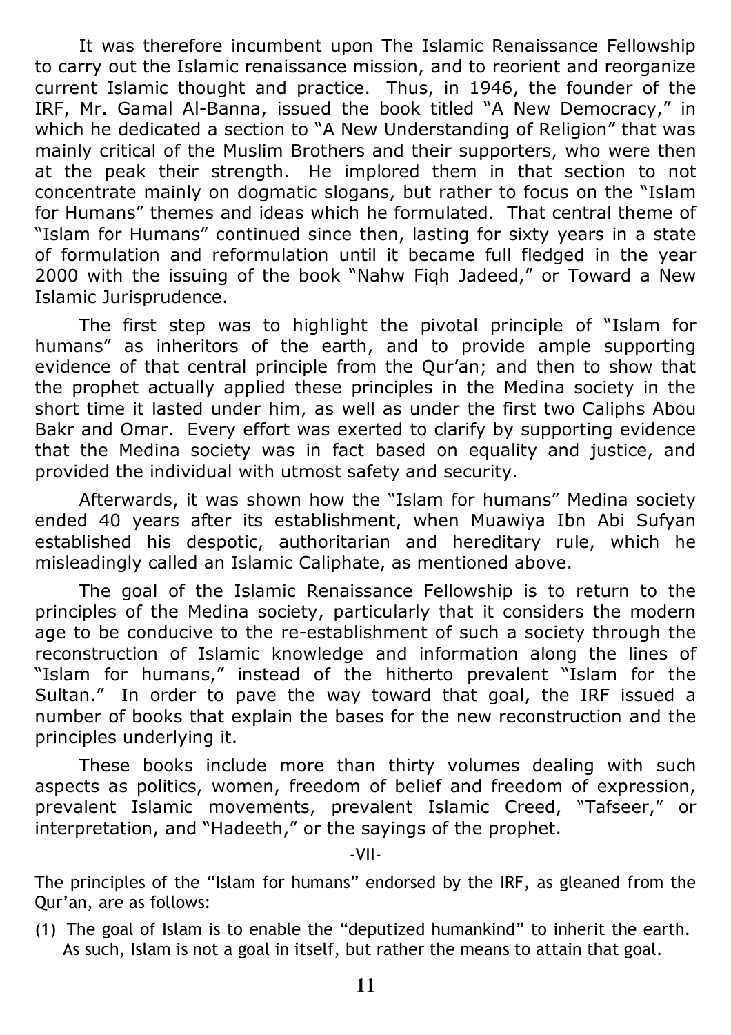It was therefore incumbent upon The Islamic Renaissance Fellowship to carry out the Islamic renaissance mission, and to reorient and reorganize current Islamic thought and practice. Thus, in 1946, the founder of the IRF, Mr. Gamal Al-Banna, issued the book titled "A New Democracy," in which he dedicated a section to "A New Understanding of Religion" that was mainly critical of the Muslim Brothers and their supporters, who were then at the peak their strength. He implored them in that section to not concentrate mainly on dogmatic slogans, but rather to focus on the "Islam for Humans" themes and ideas which he formulated. That central theme of "Islam for Humans" continued since then, lasting for sixty years in a state of formulation and reformulation until it became full fledged in the year 2000 with the issuing of the book "Nahw Fiqh Jadeed," or Toward a New Islamic Jurisprudence.

The first step was to highlight the pivotal principle of "Islam for humans" as inheritors of the earth, and to provide ample supporting evidence of that central principle from the Qur'an; and then to show that the prophet actually applied these principles in the Medina society in the short time it lasted under him, as well as under the first two Caliphs Abou Bakr and Omar. Every effort was exerted to clarify by supporting evidence that the Medina society was in fact based on equality and justice, and provided the individual with utmost safety and security.

Afterwards, it was shown how the "Islam for humans" Medina society ended 40 years after its establishment, when Muawiya Ibn Abi Sufyan established his despotic, authoritarian and hereditary rule, which he misleadingly called an Islamic Caliphate, as mentioned above.

The goal of the Islamic Renaissance Fellowship is to return to the principles of the Medina society, particularly that it considers the modern age to be conducive to the re-establishment of such a society through the reconstruction of Islamic knowledge and information along the lines of "Islam for humans," instead of the hitherto prevalent "Islam for the Sultan." In order to pave the way toward that goal, the IRF issued a number of books that explain the bases for the new reconstruction and the principles underlying it.

These books include more than thirty volumes dealing with such aspects as politics, women, freedom of belief and freedom of expression, prevalent Islamic movements, prevalent Islamic Creed, "Tafseer," or interpretation, and "Hadeeth," or the sayings of the prophet.

-VII-

The principles of the "Islam for humans" endorsed by the IRF, as gleaned from the Qur'an, are as follows:

(1) The goal of Islam is to enable the "deputized humankind" to inherit the earth. As such, Islam is not a goal in itself, but rather the means to attain that goal.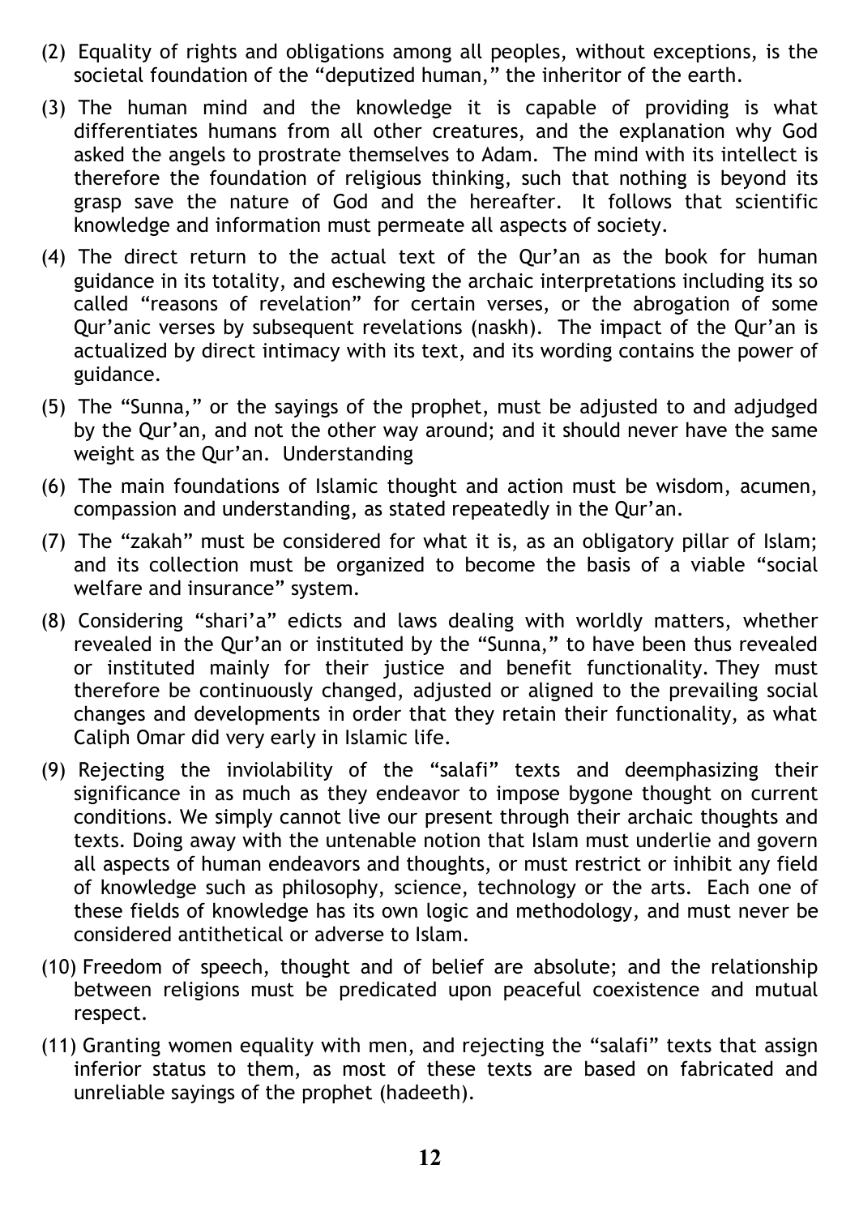(2) Equality of rights and obligations among all peoples, without exceptions, is the societal foundation of the "deputized human," the inheritor of the earth.

(3) The human mind and the knowledge it is capable of providing is what differentiates humans from all other creatures, and the explanation why God asked the angels to prostrate themselves to Adam. The mind with its intellect is therefore the foundation of religious thinking, such that nothing is beyond its grasp save the nature of God and the hereafter. It follows that scientific knowledge and information must permeate all aspects of society.

(4) The direct return to the actual text of the Qur'an as the book for human guidance in its totality, and eschewing the archaic interpretations including its so called "reasons of revelation" for certain verses, or the abrogation of some Qur'anic verses by subsequent revelations (naskh). The impact of the Qur'an is actualized by direct intimacy with its text, and its wording contains the power of guidance.

(5) The "Sunna," or the sayings of the prophet, must be adjusted to and adjudged by the Qur'an, and not the other way around; and it should never have the same weight as the Qur'an. Understanding

(6) The main foundations of Islamic thought and action must be wisdom, acumen, compassion and understanding, as stated repeatedly in the Qur'an.

(7) The "zakah" must be considered for what it is, as an obligatory pillar of Islam; and its collection must be organized to become the basis of a viable "social welfare and insurance" system.

(8) Considering "shari'a" edicts and laws dealing with worldly matters, whether revealed in the Qur'an or instituted by the "Sunna," to have been thus revealed or instituted mainly for their justice and benefit functionality. They must therefore be continuously changed, adjusted or aligned to the prevailing social changes and developments in order that they retain their functionality, as what Caliph Omar did very early in Islamic life.

(9) Rejecting the inviolability of the "salafi" texts and deemphasizing their significance in as much as they endeavor to impose bygone thought on current conditions. We simply cannot live our present through their archaic thoughts and texts. Doing away with the untenable notion that Islam must underlie and govern all aspects of human endeavors and thoughts, or must restrict or inhibit any field of knowledge such as philosophy, science, technology or the arts. Each one of these fields of knowledge has its own logic and methodology, and must never be considered antithetical or adverse to Islam.

(10) Freedom of speech, thought and of belief are absolute; and the relationship between religions must be predicated upon peaceful coexistence and mutual respect.

(11) Granting women equality with men, and rejecting the "salafi" texts that assign inferior status to them, as most of these texts are based on fabricated and unreliable sayings of the prophet (hadeeth).